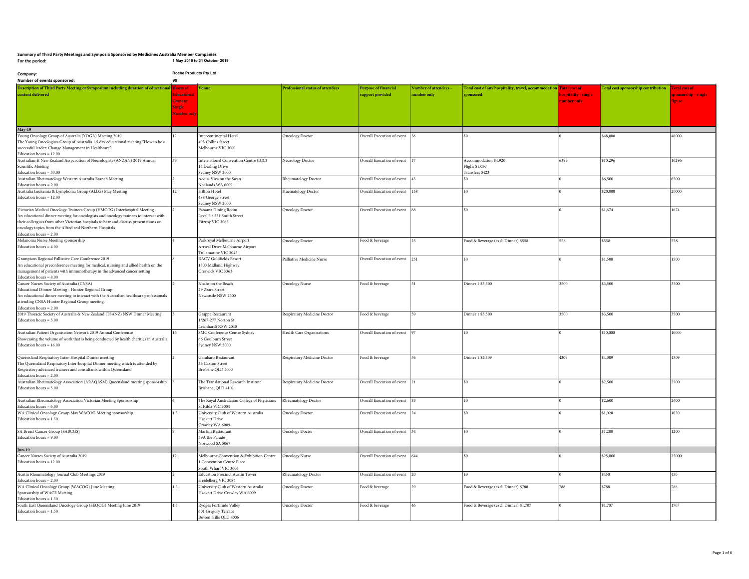**Summary of Third Party Meetings and Symposia Sponsored by Medicines Australia Member Companies**

**For the period:** 1 May 2019 to 31 October 2019

**Company:** Roche Products Pty Ltd

**Number of events sponsored:** 99

| Description of Third Party Meeting or Symposium including duration of educational content delivered | Hours of Educational Content Single Number only | Venue | Professional status of attendees | Purpose of financial support provided | Number of attendees - number only | Total cost of any hospitality, travel, accommodation sponsored | Total cost of hospitality - single number only | Total cost sponsorship contribution | Total cost of sponsorship - single figure |
|---|---|---|---|---|---|---|---|---|---|
| **May-19** | | | | | | | | | |
| Young Oncology Group of Australia (YOGA) Meeting 2019 The Young Oncologists Group of Australia 1.5 day educational meeting "How to be a successful leader: Change Management in Healthcare" Education hours = 12.00 | 12 | Intercontinental Hotel 495 Collins Street Melbourne VIC 3000 | Oncology Doctor | Overall Execution of event | 36 | $0 | 0 | $48,000 | 48000 |
| Australian & New Zealand Asspcoation of Neurologists (ANZAN) 2019 Annual Scientific Meeting Education hours = 33.00 | 33 | International Convention Centre (ICC) 14 Darling Drive Sydney NSW 2000 | Neurology Doctor | Overall Execution of event | 17 | Accommodation $4,920 Flighs $1,050 Transfers $423 | 6393 | $10,296 | 10296 |
| Australian Rheumatology Western Australia Branch Meeting Education hours = 2.00 | 2 | Acqua Viva on the Swan Nedlands WA 6009 | Rheumatology Doctor | Overall Execution of event | 43 | $0 | 0 | $6,500 | 6500 |
| Australia Leukemia & Lymphoma Group (ALLG) May Meeting Education hours = 12.00 | 12 | Hilton Hotel 488 George Street Sydney NSW 2000 | Haematology Doctor | Overall Execution of event | 158 | $0 | 0 | $20,000 | 20000 |
| Victorian Medical Oncology Trainees Group (VMOTG) Interhospital Meeting An educational dinner meeting for oncologists and oncology trainees to interact with their colleagues from other Victorian hospitals to hear and discuss presentations on oncology topics from the Alfred and Northern Hospitals Education hours = 2.00 | 2 | Panama Dining Room Level 3 / 231 Smith Street Fitzroy VIC 3065 | Oncology Doctor | Overall Execution of event | 88 | $0 | 0 | $1,674 | 1674 |
| Melanoma Nurse Meeting sponsorship Education hours = 4.00 | 4 | Parkroyal Melbourne Airport Arrival Drive Melbourne Airport Tullamarine VIC 3045 | Oncology Doctor | Food & beverage | 23 | Food & Beverage (excl. Dinner) $558 | 558 | $558 | 558 |
| Grampians Regional Palliative Care Conference 2019 An educational preconference meeting for medical, nursing and allied health on the management of patients with immunotherapy in the advanced cancer setting Education hours = 8.00 | 8 | RACV Goldfields Resort 1500 Midland Highway Creswick VIC 3363 | Palliative Medicine Nurse | Overall Execution of event | 251 | $0 | 0 | $1,500 | 1500 |
| Cancer Nurses Society of Australia (CNSA) Educational Dinner Meeting - Hunter Regional Group An educational dinner meeting to interact with the Australian healthcare professionals attending CNSA Hunter Regional Group meeting. Education hours = 2.00 | 2 | Noahs on the Beach 29 Zaara Street Newcastle NSW 2300 | Oncology Nurse | Food & beverage | 51 | Dinner 1 $3,500 | 3500 | $3,500 | 3500 |
| 2019 Thoracic Society of Australia & New Zealand (TSANZ) NSW Dinner Meeting Education hours = 3.00 | 3 | Grappa Restaurant 1/267-277 Norton St Leichhardt NSW 2040 | Respiratory Medicine Doctor | Food & beverage | 59 | Dinner 1 $3,500 | 3500 | $3,500 | 3500 |
| Australian Patient Organisation Network 2019 Annual Conference Showcasing the volume of work that is being conducted by health charities in Australia Education hours = 16.00 | 16 | SMC Conference Centre Sydney 66 Goulburn Street Sydney NSW 2000 | Health Care Organisations | Overall Execution of event | 97 | $0 | 0 | $10,000 | 10000 |
| Queensland Respiratory Inter-Hospital Dinner meeting The Queensland Respiratory Inter-hospital Dinner meeting which is attended by Respiratory advanced trainees and consultants within Queensland Education hours = 2.00 | 2 | Gambaro Restaurant 33 Caxton Street Brisbane QLD 4000 | Respiratory Medicine Doctor | Food & beverage | 56 | Dinner 1 $4,309 | 4309 | $4,309 | 4309 |
| Australian Rheumatology Association (ARAQASM) Queensland meeting sponsorship Education hours = 5.00 | 5 | The Translational Research Institute Brisbane, QLD 4102 | Respiratory Medicine Doctor | Overall Execution of event | 21 | $0 | 0 | $2,500 | 2500 |
| Australian Rheumatology Association Victorian Meeting Sponsorship Education hours = 6.00 | 6 | The Royal Australasian College of Physicians St Kilda VIC 3004 | Rheumatology Doctor | Overall Execution of event | 33 | $0 | 0 | $2,600 | 2600 |
| WA Clinical Oncology Group May WACOG Meeting sponsorship Education hours = 1.50 | 1.5 | University Club of Western Australia Hackett Drive Crawley WA 6009 | Oncology Doctor | Overall Execution of event | 24 | $0 | 0 | $1,020 | 1020 |
| SA Breast Cancer Group (SABCGS) Education hours = 9.00 | 9 | Martini Restaurant 59A the Parade Norwood SA 5067 | Oncology Doctor | Overall Execution of event | 34 | $0 | 0 | $1,200 | 1200 |
| **Jun-19** | | | | | | | | | |
| Cancer Nurses Society of Australia 2019 Education hours = 12.00 | 12 | Melbourne Convention & Exhibition Centre 1 Convention Centre Place South Wharf VIC 3006 | Oncology Nurse | Overall Execution of event | 644 | $0 | 0 | $25,000 | 25000 |
| Austin Rheumatology Journal Club Meetings 2019 Education hours = 2.00 | 2 | Education Precinct Austin Tower Heidelberg VIC 3084 | Rheumatology Doctor | Overall Execution of event | 20 | $0 | 0 | $450 | 450 |
| WA Clinical Oncology Group (WACOG) June Meeting Sponsorship of WACE Meeting Education hours = 1.50 | 1.5 | University Club of Western Australia Hackett Drive Crawley WA 6009 | Oncology Doctor | Food & beverage | 29 | Food & Beverage (excl. Dinner) $788 | 788 | $788 | 788 |
| South East Queensland Oncology Group (SEQOG) Meeting June 2019 Education hours = 1.50 | 1.5 | Rydges Fortitude Valley 601 Gregory Terrace Bowen Hills QLD 4006 | Oncology Doctor | Food & beverage | 46 | Food & Beverage (excl. Dinner) $1,707 | 0 | $1,707 | 1707 |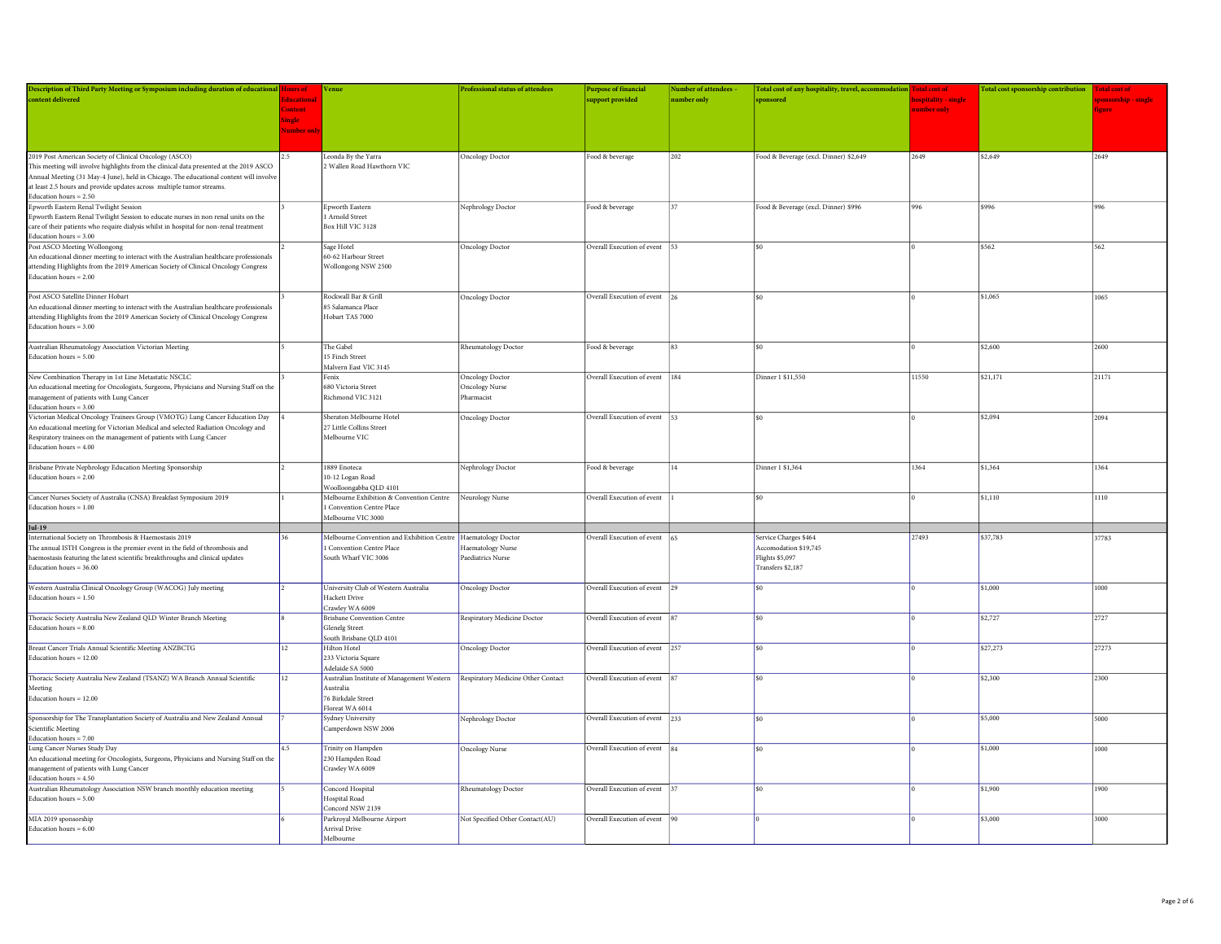| Description of Third Party Meeting or Symposium including duration of educational content delivered | Hours of Educational Content Single Number only | Venue | Professional status of attendees | Purpose of financial support provided | Number of attendees - number only | Total cost of any hospitality, travel, accommodation sponsored | Total cost of hospitality - single number only | Total cost sponsorship contribution | Total cost of sponsorship - single figure |
|---|---|---|---|---|---|---|---|---|---|
| 2019 Post American Society of Clinical Oncology (ASCO)<br>This meeting will involve highlights from the clinical data presented at the 2019 ASCO Annual Meeting (31 May-4 June), held in Chicago. The educational content will involve at least 2.5 hours and provide updates across multiple tumor streams.<br>Education hours = 2.50 | 2.5 | Leonda By the Yarra<br>2 Wallen Road Hawthorn VIC | Oncology Doctor | Food & beverage | 202 | Food & Beverage (excl. Dinner) $2,649 | 2649 | $2,649 | 2649 |
| Epworth Eastern Renal Twilight Session<br>Epworth Eastern Renal Twilight Session to educate nurses in non renal units on the care of their patients who require dialysis whilst in hospital for non-renal treatment<br>Education hours = 3.00 | 3 | Epworth Eastern<br>1 Arnold Street<br>Box Hill VIC 3128 | Nephrology Doctor | Food & beverage | 37 | Food & Beverage (excl. Dinner) $996 | 996 | $996 | 996 |
| Post ASCO Meeting Wollongong<br>An educational dinner meeting to interact with the Australian healthcare professionals attending Highlights from the 2019 American Society of Clinical Oncology Congress<br>Education hours = 2.00 | 2 | Sage Hotel<br>60-62 Harbour Street<br>Wollongong NSW 2500 | Oncology Doctor | Overall Execution of event | 53 | $0 | 0 | $562 | 562 |
| Post ASCO Satellite Dinner Hobart<br>An educational dinner meeting to interact with the Australian healthcare professionals attending Highlights from the 2019 American Society of Clinical Oncology Congress<br>Education hours = 3.00 | 3 | Rockwall Bar & Grill<br>85 Salamanca Place<br>Hobart TAS 7000 | Oncology Doctor | Overall Execution of event | 26 | $0 | 0 | $1,065 | 1065 |
| Australian Rheumatology Association Victorian Meeting<br>Education hours = 5.00 | 5 | The Gabel<br>15 Finch Street<br>Malvern East VIC 3145 | Rheumatology Doctor | Food & beverage | 83 | $0 | 0 | $2,600 | 2600 |
| New Combination Therapy in 1st Line Metastatic NSCLC<br>An educational meeting for Oncologists, Surgeons, Physicians and Nursing Staff on the management of patients with Lung Cancer<br>Education hours = 3.00 | 3 | Fenix<br>680 Victoria Street<br>Richmond VIC 3121 | Oncology Doctor<br>Oncology Nurse<br>Pharmacist | Overall Execution of event | 184 | Dinner 1 $11,550 | 11550 | $21,171 | 21171 |
| Victorian Medical Oncology Trainees Group (VMOTG) Lung Cancer Education Day<br>An educational meeting for Victorian Medical and selected Radiation Oncology and Respiratory trainees on the management of patients with Lung Cancer<br>Education hours = 4.00 | 4 | Sheraton Melbourne Hotel<br>27 Little Collins Street<br>Melbourne VIC | Oncology Doctor | Overall Execution of event | 53 | $0 | 0 | $2,094 | 2094 |
| Brisbane Private Nephrology Education Meeting Sponsorship<br>Education hours = 2.00 | 2 | 1889 Enoteca<br>10-12 Logan Road<br>Woolloongabba QLD 4101 | Nephrology Doctor | Food & beverage | 14 | Dinner 1 $1,364 | 1364 | $1,364 | 1364 |
| Cancer Nurses Society of Australia (CNSA) Breakfast Symposium 2019<br>Education hours = 1.00 | 1 | Melbourne Exhibition & Convention Centre<br>1 Convention Centre Place<br>Melbourne VIC 3000 | Neurology Nurse | Overall Execution of event | 1 | $0 | 0 | $1,110 | 1110 |
| **Jul-19** | | | | | | | | | |
| International Society on Thrombosis & Haemostasis 2019<br>The annual ISTH Congress is the premier event in the field of thrombosis and haemostasis featuring the latest scientific breakthroughs and clinical updates<br>Education hours = 36.00 | 36 | Melbourne Convention and Exhibition Centre<br>1 Convention Centre Place<br>South Wharf VIC 3006 | Haematology Doctor<br>Haematology Nurse<br>Paediatrics Nurse | Overall Execution of event | 65 | Service Charges $464<br>Accomodation $19,745<br>Flights $5,097<br>Transfers $2,187 | 27493 | $37,783 | 37783 |
| Western Australia Clinical Oncology Group (WACOG) July meeting<br>Education hours = 1.50 | 2 | University Club of Western Australia<br>Hackett Drive<br>Crawley WA 6009 | Oncology Doctor | Overall Execution of event | 29 | $0 | 0 | $1,000 | 1000 |
| Thoracic Society Australia New Zealand QLD Winter Branch Meeting<br>Education hours = 8.00 | 8 | Brisbane Convention Centre<br>Glenelg Street<br>South Brisbane QLD 4101 | Respiratory Medicine Doctor | Overall Execution of event | 87 | $0 | 0 | $2,727 | 2727 |
| Breast Cancer Trials Annual Scientific Meeting ANZBCTG<br>Education hours = 12.00 | 12 | Hilton Hotel<br>233 Victoria Square<br>Adelaide SA 5000 | Oncology Doctor | Overall Execution of event | 257 | $0 | 0 | $27,273 | 27273 |
| Thoracic Society Australia New Zealand (TSANZ) WA Branch Annual Scientific Meeting<br>Education hours = 12.00 | 12 | Australian Institute of Management Western Australia<br>76 Birkdale Street<br>Floreat WA 6014 | Respiratory Medicine Other Contact | Overall Execution of event | 87 | $0 | 0 | $2,300 | 2300 |
| Sponsorship for The Transplantation Society of Australia and New Zealand Annual Scientific Meeting<br>Education hours = 7.00 | 7 | Sydney University<br>Camperdown NSW 2006 | Nephrology Doctor | Overall Execution of event | 233 | $0 | 0 | $5,000 | 5000 |
| Lung Cancer Nurses Study Day<br>An educational meeting for Oncologists, Surgeons, Physicians and Nursing Staff on the management of patients with Lung Cancer<br>Education hours = 4.50 | 4.5 | Trinity on Hampden<br>230 Hampden Road<br>Crawley WA 6009 | Oncology Nurse | Overall Execution of event | 84 | $0 | 0 | $1,000 | 1000 |
| Australian Rheumatology Association NSW branch monthly education meeting<br>Education hours = 5.00 | 5 | Concord Hospital<br>Hospital Road<br>Concord NSW 2139 | Rheumatology Doctor | Overall Execution of event | 37 | $0 | 0 | $1,900 | 1900 |
| MIA 2019 sponsorship<br>Education hours = 6.00 | 6 | Parkroyal Melbourne Airport<br>Arrival Drive<br>Melbourne | Not Specified Other Contact(AU) | Overall Execution of event | 90 | 0 | 0 | $3,000 | 3000 |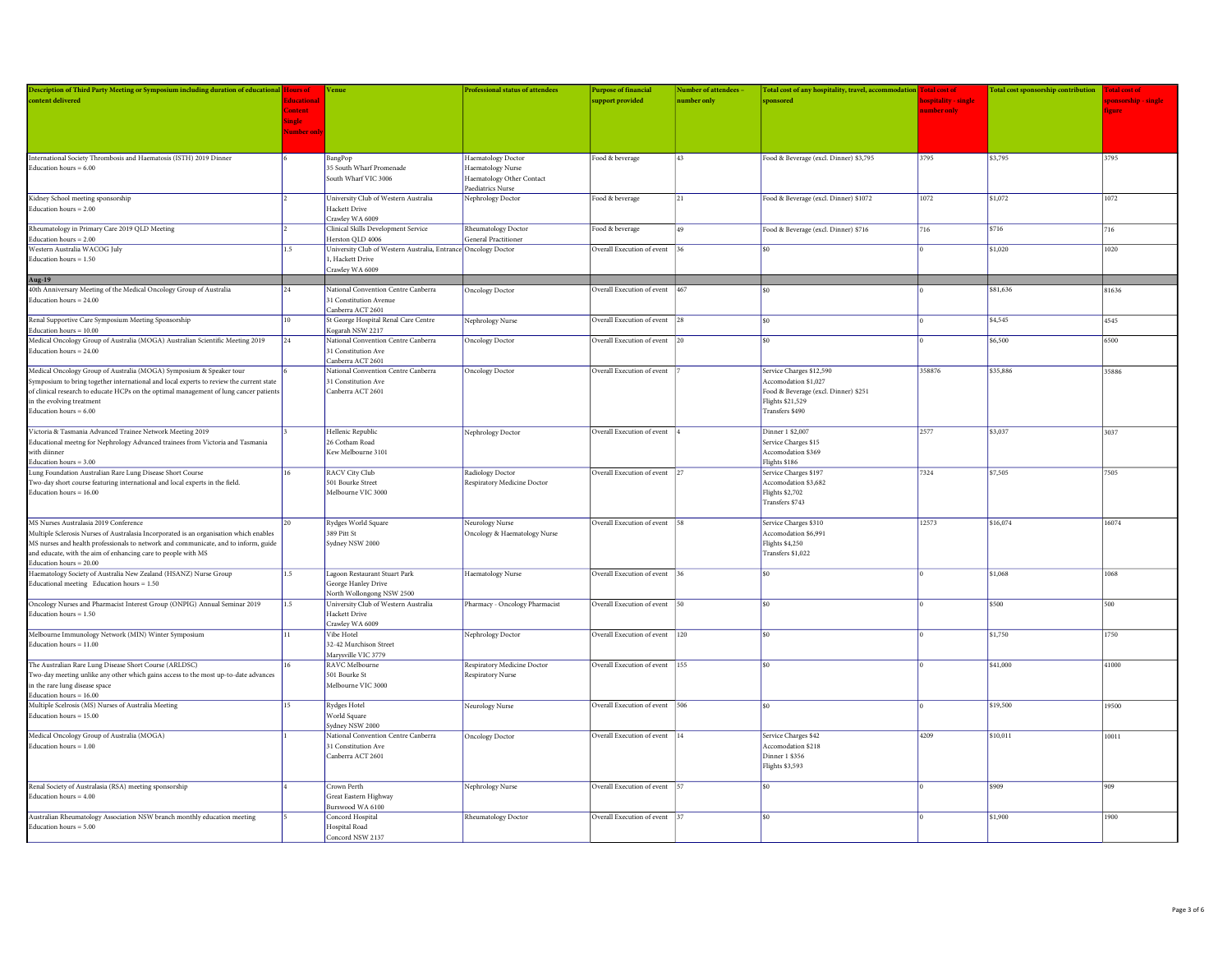| Description of Third Party Meeting or Symposium including duration of educational content delivered | Hours of Educational Content Single Number only | Venue | Professional status of attendees | Purpose of financial support provided | Number of attendees - number only | Total cost of any hospitality, travel, accommodation sponsored | Total cost of hospitality - single number only | Total cost sponsorship contribution | Total cost of sponsorship - single figure |
|---|---|---|---|---|---|---|---|---|---|
| International Society Thrombosis and Haematosis (ISTH) 2019 Dinner<br>Education hours = 6.00 | 6 | BangPop<br>35 South Wharf Promenade<br>South Wharf VIC 3006 | Haematology Doctor<br>Haematology Nurse<br>Haematology Other Contact<br>Paediatrics Nurse | Food & beverage | 43 | Food & Beverage (excl. Dinner) $3,795 | 3795 | $3,795 | 3795 |
| Kidney School meeting sponsorship<br>Education hours = 2.00 | 2 | University Club of Western Australia<br>Hackett Drive<br>Crawley WA 6009 | Nephrology Doctor | Food & beverage | 21 | Food & Beverage (excl. Dinner) $1072 | 1072 | $1,072 | 1072 |
| Rheumatology in Primary Care 2019 QLD Meeting<br>Education hours = 2.00 | 2 | Clinical Skills Development Service<br>Herston QLD 4006 | Rheumatology Doctor<br>General Practitioner | Food & beverage | 49 | Food & Beverage (excl. Dinner) $716 | 716 | $716 | 716 |
| Western Australia WACOG July<br>Education hours = 1.50 | 1.5 | University Club of Western Australia, Entrance 1, Hackett Drive<br>Crawley WA 6009 | Oncology Doctor | Overall Execution of event | 36 | $0 | 0 | $1,020 | 1020 |
| **Aug-19** | | | | | | | | | |
| 40th Anniversary Meeting of the Medical Oncology Group of Australia<br>Education hours = 24.00 | 24 | National Convention Centre Canberra<br>31 Constitution Avenue<br>Canberra ACT 2601 | Oncology Doctor | Overall Execution of event | 467 | $0 | 0 | $81,636 | 81636 |
| Renal Supportive Care Symposium Meeting Sponsorship<br>Education hours = 10.00 | 10 | St George Hospital Renal Care Centre<br>Kogarah NSW 2217 | Nephrology Nurse | Overall Execution of event | 28 | $0 | 0 | $4,545 | 4545 |
| Medical Oncology Group of Australia (MOGA) Australian Scientific Meeting 2019<br>Education hours = 24.00 | 24 | National Convention Centre Canberra<br>31 Constitution Ave<br>Canberra ACT 2601 | Oncology Doctor | Overall Execution of event | 20 | $0 | 0 | $6,500 | 6500 |
| Medical Oncology Group of Australia (MOGA) Symposium & Speaker tour<br>Symposium to bring together international and local experts to review the current state of clinical research to educate HCPs on the optimal management of lung cancer patients in the evolving treatment<br>Education hours = 6.00 | 6 | National Convention Centre Canberra<br>31 Constitution Ave<br>Canberra ACT 2601 | Oncology Doctor | Overall Execution of event | 7 | Service Charges $12,590<br>Accomodation $1,027<br>Food & Beverage (excl. Dinner) $251<br>Flights $21,529<br>Transfers $490 | 358876 | $35,886 | 35886 |
| Victoria & Tasmania Advanced Trainee Network Meeting 2019<br>Educational meetng for Nephrology Advanced trainees from Victoria and Tasmania with diinner<br>Education hours = 3.00 | 3 | Hellenic Republic<br>26 Cotham Road<br>Kew Melbourne 3101 | Nephrology Doctor | Overall Execution of event | 4 | Dinner 1 $2,007<br>Service Charges $15<br>Accomodation $369<br>Flights $186 | 2577 | $3,037 | 3037 |
| Lung Foundation Australian Rare Lung Disease Short Course<br>Two-day short course featuring international and local experts in the field.<br>Education hours = 16.00 | 16 | RACV City Club<br>501 Bourke Street<br>Melbourne VIC 3000 | Radiology Doctor<br>Respiratory Medicine Doctor | Overall Execution of event | 27 | Service Charges $197<br>Accomodation $3,682<br>Flights $2,702<br>Transfers $743 | 7324 | $7,505 | 7505 |
| MS Nurses Australasia 2019 Conference<br>Multiple Sclerosis Nurses of Australasia Incorporated is an organisation which enables MS nurses and health professionals to network and communicate, and to inform, guide and educate, with the aim of enhancing care to people with MS<br>Education hours = 20.00 | 20 | Rydges World Square<br>389 Pitt St<br>Sydney NSW 2000 | Neurology Nurse<br>Oncology & Haematology Nurse | Overall Execution of event | 58 | Service Charges $310<br>Accomodation $6,991<br>Flights $4,250<br>Transfers $1,022 | 12573 | $16,074 | 16074 |
| Haematology Society of Australia New Zealand (HSANZ) Nurse Group Educational meeting Education hours = 1.50 | 1.5 | Lagoon Restaurant Stuart Park<br>George Hanley Drive<br>North Wollongong NSW 2500 | Haematology Nurse | Overall Execution of event | 36 | $0 | 0 | $1,068 | 1068 |
| Oncology Nurses and Pharmacist Interest Group (ONPIG) Annual Seminar 2019<br>Education hours = 1.50 | 1.5 | University Club of Western Australia<br>Hackett Drive<br>Crawley WA 6009 | Pharmacy - Oncology Pharmacist | Overall Execution of event | 50 | $0 | 0 | $500 | 500 |
| Melbourne Immunology Network (MIN) Winter Symposium<br>Education hours = 11.00 | 11 | Vibe Hotel<br>32-42 Murchison Street<br>Marysville VIC 3779 | Nephrology Doctor | Overall Execution of event | 120 | $0 | 0 | $1,750 | 1750 |
| The Australian Rare Lung Disease Short Course (ARLDSC)<br>Two-day meeting unlike any other which gains access to the most up-to-date advances in the rare lung disease space<br>Education hours = 16.00 | 16 | RAVC Melbourne<br>501 Bourke St<br>Melbourne VIC 3000 | Respiratory Medicine Doctor<br>Respiratory Nurse | Overall Execution of event | 155 | $0 | 0 | $41,000 | 41000 |
| Multiple Scelrosis (MS) Nurses of Australia Meeting<br>Education hours = 15.00 | 15 | Rydges Hotel<br>World Square<br>Sydney NSW 2000 | Neurology Nurse | Overall Execution of event | 506 | $0 | 0 | $19,500 | 19500 |
| Medical Oncology Group of Australia (MOGA)<br>Education hours = 1.00 | 1 | National Convention Centre Canberra<br>31 Constitution Ave<br>Canberra ACT 2601 | Oncology Doctor | Overall Execution of event | 14 | Service Charges $42<br>Accomodation $218<br>Dinner 1 $356<br>Flights $3,593 | 4209 | $10,011 | 10011 |
| Renal Society of Australasia (RSA) meeting sponsorship<br>Education hours = 4.00 | 4 | Crown Perth<br>Great Eastern Highway<br>Burswood WA 6100 | Nephrology Nurse | Overall Execution of event | 57 | $0 | 0 | $909 | 909 |
| Australian Rheumatology Association NSW branch monthly education meeting<br>Education hours = 5.00 | 5 | Concord Hospital<br>Hospital Road<br>Concord NSW 2137 | Rheumatology Doctor | Overall Execution of event | 37 | $0 | 0 | $1,900 | 1900 |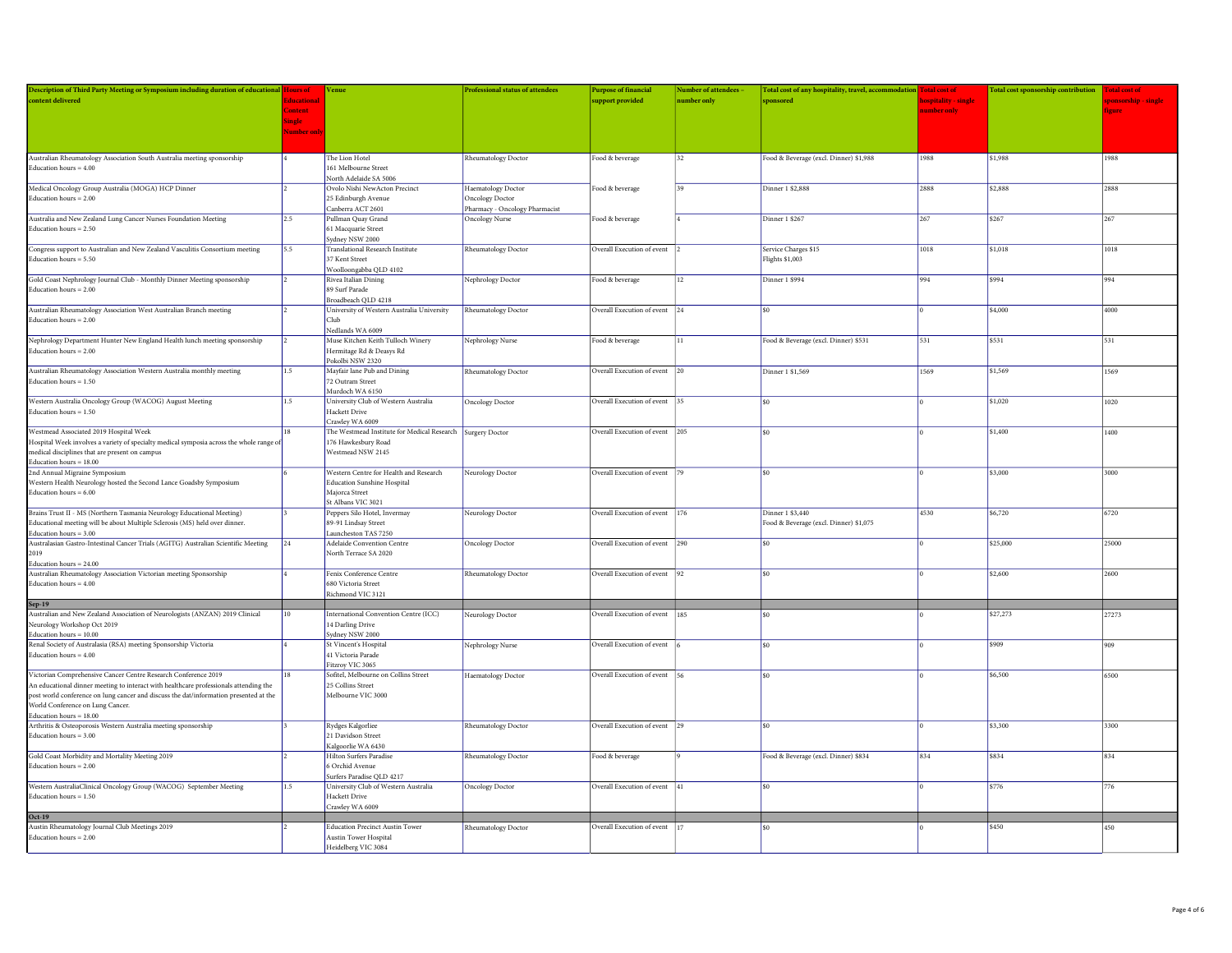| Description of Third Party Meeting or Symposium including duration of educational content delivered | Hours of Educational Content Single Number only | Venue | Professional status of attendees | Purpose of financial support provided | Number of attendees - number only | Total cost of any hospitality, travel, accommodation sponsored | Total cost of hospitality - single number only | Total cost sponsorship contribution | Total cost of sponsorship - single figure |
|---|---|---|---|---|---|---|---|---|---|
| Australian Rheumatology Association South Australia meeting sponsorship<br>Education hours = 4.00 | 4 | The Lion Hotel<br>161 Melbourne Street<br>North Adelaide SA 5006 | Rheumatology Doctor | Food & beverage | 32 | Food & Beverage (excl. Dinner) $1,988 | 1988 | $1,988 | 1988 |
| Medical Oncology Group Australia (MOGA) HCP Dinner<br>Education hours = 2.00 | 2 | Ovolo Nishi NewActon Precinct<br>25 Edinburgh Avenue<br>Canberra ACT 2601 | Haematology Doctor<br>Oncology Doctor<br>Pharmacy - Oncology Pharmacist | Food & beverage | 39 | Dinner 1 $2,888 | 2888 | $2,888 | 2888 |
| Australia and New Zealand Lung Cancer Nurses Foundation Meeting<br>Education hours = 2.50 | 2.5 | Pullman Quay Grand<br>61 Macquarie Street<br>Sydney NSW 2000 | Oncology Nurse | Food & beverage | 4 | Dinner 1 $267 | 267 | $267 | 267 |
| Congress support to Australian and New Zealand Vasculitis Consortium meeting<br>Education hours = 5.50 | 5.5 | Translational Research Institute<br>37 Kent Street<br>Woolloongabba QLD 4102 | Rheumatology Doctor | Overall Execution of event | 2 | Service Charges $15<br>Flights $1,003 | 1018 | $1,018 | 1018 |
| Gold Coast Nephrology Journal Club - Monthly Dinner Meeting sponsorship<br>Education hours = 2.00 | 2 | Rivea Italian Dining<br>89 Surf Parade<br>Broadbeach QLD 4218 | Nephrology Doctor | Food & beverage | 12 | Dinner 1 $994 | 994 | $994 | 994 |
| Australian Rheumatology Association West Australian Branch meeting<br>Education hours = 2.00 | 2 | University of Western Australia University Club<br>Nedlands WA 6009 | Rheumatology Doctor | Overall Execution of event | 24 | $0 | 0 | $4,000 | 4000 |
| Nephrology Department Hunter New England Health lunch meeting sponsorship<br>Education hours = 2.00 | 2 | Muse Kitchen Keith Tulloch Winery<br>Hermitage Rd & Deasys Rd<br>Pokolbi NSW 2320 | Nephrology Nurse | Food & beverage | 11 | Food & Beverage (excl. Dinner) $531 | 531 | $531 | 531 |
| Australian Rheumatology Association Western Australia monthly meeting<br>Education hours = 1.50 | 1.5 | Mayfair lane Pub and Dining<br>72 Outram Street<br>Murdoch WA 6150 | Rheumatology Doctor | Overall Execution of event | 20 | Dinner 1 $1,569 | 1569 | $1,569 | 1569 |
| Western Australia Oncology Group (WACOG) August Meeting<br>Education hours = 1.50 | 1.5 | University Club of Western Australia<br>Hackett Drive<br>Crawley WA 6009 | Oncology Doctor | Overall Execution of event | 35 | $0 | 0 | $1,020 | 1020 |
| Westmead Associated 2019 Hospital Week<br>Hospital Week involves a variety of specialty medical symposia across the whole range of medical disciplines that are present on campus<br>Education hours = 18.00 | 18 | The Westmead Institute for Medical Research<br>176 Hawkesbury Road<br>Westmead NSW 2145 | Surgery Doctor | Overall Execution of event | 205 | $0 | 0 | $1,400 | 1400 |
| 2nd Annual Migraine Symposium<br>Western Health Neurology hosted the Second Lance Goadsby Symposium<br>Education hours = 6.00 | 6 | Western Centre for Health and Research Education Sunshine Hospital<br>Majorca Street<br>St Albans VIC 3021 | Neurology Doctor | Overall Execution of event | 79 | $0 | 0 | $3,000 | 3000 |
| Brains Trust II - MS (Northern Tasmania Neurology Educational Meeting)<br>Educational meeting will be about Multiple Sclerosis (MS) held over dinner.<br>Education hours = 3.00 | 3 | Peppers Silo Hotel, Invermay<br>89-91 Lindsay Street<br>Launcheston TAS 7250 | Neurology Doctor | Overall Execution of event | 176 | Dinner 1 $3,440<br>Food & Beverage (excl. Dinner) $1,075 | 4530 | $6,720 | 6720 |
| Australasian Gastro-Intestinal Cancer Trials (AGITG) Australian Scientific Meeting 2019<br>Education hours = 24.00 | 24 | Adelaide Convention Centre<br>North Terrace SA 2020 | Oncology Doctor | Overall Execution of event | 290 | $0 | 0 | $25,000 | 25000 |
| Australian Rheumatology Association Victorian meeting Sponsorship<br>Education hours = 4.00 | 4 | Fenix Conference Centre<br>680 Victoria Street<br>Richmond VIC 3121 | Rheumatology Doctor | Overall Execution of event | 92 | $0 | 0 | $2,600 | 2600 |
| **Sep-19** | | | | | | | | | |
| Australian and New Zealand Association of Neurologists (ANZAN) 2019 Clinical Neurology Workshop Oct 2019<br>Education hours = 10.00 | 10 | International Convention Centre (ICC)<br>14 Darling Drive<br>Sydney NSW 2000 | Neurology Doctor | Overall Execution of event | 185 | $0 | 0 | $27,273 | 27273 |
| Renal Society of Australasia (RSA) meeting Sponsorship Victoria<br>Education hours = 4.00 | 4 | St Vincent's Hospital<br>41 Victoria Parade<br>Fitzroy VIC 3065 | Nephrology Nurse | Overall Execution of event | 6 | $0 | 0 | $909 | 909 |
| Victorian Comprehensive Cancer Centre Research Conference 2019<br>An educational dinner meeting to interact with healthcare professionals attending the post world conference on lung cancer and discuss the dat/information presented at the World Conference on Lung Cancer.<br>Education hours = 18.00 | 18 | Sofitel, Melbourne on Collins Street<br>25 Collins Street<br>Melbourne VIC 3000 | Haematology Doctor | Overall Execution of event | 56 | $0 | 0 | $6,500 | 6500 |
| Arthritis & Osteoporosis Western Australia meeting sponsorship<br>Education hours = 3.00 | 3 | Rydges Kalgorliee<br>21 Davidson Street<br>Kalgoorlie WA 6430 | Rheumatology Doctor | Overall Execution of event | 29 | $0 | 0 | $3,300 | 3300 |
| Gold Coast Morbidity and Mortality Meeting 2019<br>Education hours = 2.00 | 2 | Hilton Surfers Paradise<br>6 Orchid Avenue<br>Surfers Paradise QLD 4217 | Rheumatology Doctor | Food & beverage | 9 | Food & Beverage (excl. Dinner) $834 | 834 | $834 | 834 |
| Western AustraliaClinical Oncology Group (WACOG) September Meeting<br>Education hours = 1.50 | 1.5 | University Club of Western Australia<br>Hackett Drive<br>Crawley WA 6009 | Oncology Doctor | Overall Execution of event | 41 | $0 | 0 | $776 | 776 |
| **Oct-19** | | | | | | | | | |
| Austin Rheumatology Journal Club Meetings 2019<br>Education hours = 2.00 | 2 | Education Precinct Austin Tower<br>Austin Tower Hospital<br>Heidelberg VIC 3084 | Rheumatology Doctor | Overall Execution of event | 17 | $0 | 0 | $450 | 450 |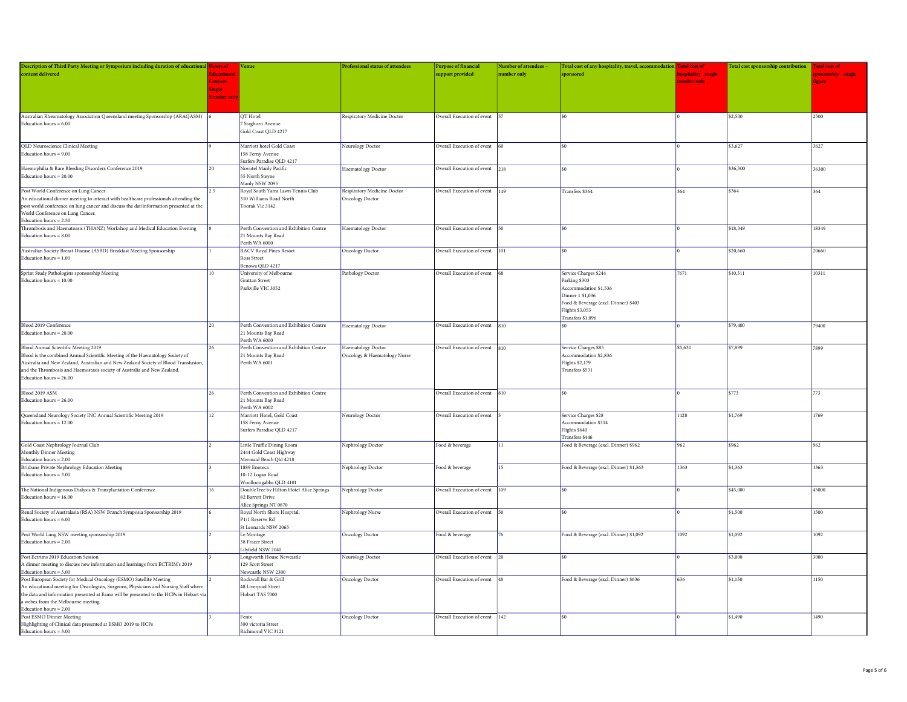| Description of Third Party Meeting or Symposium including duration of educational content delivered | Hours of Educational Content Single Number only | Venue | Professional status of attendees | Purpose of financial support provided | Number of attendees - number only | Total cost of any hospitality, travel, accommodation sponsored | Total cost of hospitality - single number only | Total cost sponsorship contribution | Total cost of sponsorship - single figure |
|---|---|---|---|---|---|---|---|---|---|
| Australian Rheumatology Association Queensland meeting Sponsorship (ARAQASM)<br>Education hours = 6.00 | 6 | QT Hotel<br>7 Staghorn Avenue<br>Gold Coast QLD 4217 | Respiratory Medicine Doctor | Overall Execution of event | 57 | $0 | 0 | $2,500 | 2500 |
| QLD Neuroscience Clinical Meeting<br>Education hours = 9.00 | 9 | Marriott hotel Gold Coast<br>158 Ferny Avenue<br>Surfers Paradise QLD 4217 | Neurology Doctor | Overall Execution of event | 60 | $0 | 0 | $3,627 | 3627 |
| Haemophilia & Rare Bleeding Disorders Conference 2019<br>Education hours = 20.00 | 20 | Novotel Manly Pacific<br>55 North Steyne<br>Manly NSW 2095 | Haematology Doctor | Overall Execution of event | 218 | $0 | 0 | $36,300 | 36300 |
| Post World Conference on Lung Cancer<br>An educational dinner meeting to interact with healthcare professionals attending the post world conference on lung cancer and discuss the dat/information presented at the World Conference on Lung Cancer.<br>Education hours = 2.50 | 2.5 | Royal South Yarra Lawn Tennis Club<br>310 Williams Road North<br>Toorak Vic 3142 | Respiratory Medicine Doctor<br>Oncology Doctor | Overall Execution of event | 149 | Transfers $364 | 364 | $364 | 364 |
| Thrombosis and Haematoasis (THANZ) Workshop and Medical Education Evening<br>Education hours = 8.00 | 8 | Perth Convention and Exhibition Centre<br>21 Mounts Bay Road<br>Perth WA 6000 | Haematology Doctor | Overall Execution of event | 50 | $0 | 0 | $18,349 | 18349 |
| Australian Society Breast Disease (ASBD) Breakfast Meeting Sponsorship<br>Education hours = 1.00 | 1 | RACV Royal Pines Resort<br>Ross Street<br>Benowa QLD 4217 | Oncology Doctor | Overall Execution of event | 101 | $0 | 0 | $20,660 | 20660 |
| Sprint Study Pathologists sponsorship Meeting<br>Education hours = 10.00 | 10 | University of Melbourne<br>Grattan Street<br>Parkville VIC 3052 | Pathology Doctor | Overall Execution of event | 68 | Service Charges $244<br>Parking $303<br>Accommodation $1,536<br>Dinner 1 $1,036<br>Food & Beverage (excl. Dinner) $403<br>Flights $3,053<br>Transfers $1,096 | 7671 | $10,311 | 10311 |
| Blood 2019 Conference<br>Education hours = 20.00 | 20 | Perth Convention and Exhibition Centre<br>21 Mounts Bay Road<br>Perth WA 6000 | Haematology Doctor | Overall Execution of event | 810 | $0 | 0 | $79,400 | 79400 |
| Blood Annual Scientific Meeting 2019<br>Blood is the combined Annual Scientific Meeting of the Haematology Society of Australia and New Zealand, Australian and New Zealand Society of Blood Transfusion, and the Thrombosis and Haemostasis society of Australia and New Zealand.<br>Education hours = 26.00 | 26 | Perth Convention and Exhibition Centre<br>21 Mounts Bay Road<br>Perth WA 6001 | Haematology Doctor<br>Oncology & Haematology Nurse | Overall Execution of event | 810 | Service Charges $85<br>Accommodation $2,836<br>Flights $2,179<br>Transfers $531 | $5,631 | $7,899 | 7899 |
| Blood 2019 ASM<br>Education hours = 26.00 | 26 | Perth Convention and Exhibition Centre<br>21 Mounts Bay Road<br>Perth WA 6002 | | Overall Execution of event | 810 | $0 | 0 | $773 | 773 |
| Queensland Neurology Society INC Annual Scientific Meeting 2019<br>Education hours = 12.00 | 12 | Marriott Hotel, Gold Coast<br>158 Ferny Avenue<br>Surfers Paradise QLD 4217 | Neurology Doctor | Overall Execution of event | 5 | Service Charges $28<br>Accommodation $314<br>Flights $640<br>Transfers $446 | 1428 | $1,769 | 1769 |
| Gold Coast Nephrology Journal Club<br>Monthly Dinner Meeting<br>Education hours = 2.00 | 2 | Little Truffle Dining Room<br>2444 Gold Coast Highway<br>Mermaid Beach Qld 4218 | Nephrology Doctor | Food & beverage | 11 | Food & Beverage (excl. Dinner) $962 | 962 | $962 | 962 |
| Brisbane Private Nephrology Education Meeting<br>Education hours = 3.00 | 3 | 1889 Enoteca<br>10-12 Logan Road<br>Woolloongabba QLD 4101 | Nephrology Doctor | Food & beverage | 15 | Food & Beverage (excl. Dinner) $1,363 | 1363 | $1,363 | 1363 |
| The National Indigenous Dialysis & Transplantation Conference<br>Education hours = 16.00 | 16 | DoubleTree by Hilton Hotel Alice Springs<br>82 Barrett Drive<br>Alice Springs NT 0870 | Nephrology Doctor | Overall Execution of event | 109 | $0 | 0 | $45,000 | 45000 |
| Renal Society of Australasia (RSA) NSW Branch Symposia Sponsorship 2019<br>Education hours = 6.00 | 6 | Royal North Shore Hospital,<br>P1/1 Reserve Rd<br>St Leonards NSW 2065 | Nephrology Nurse | Overall Execution of event | 50 | $0 | 0 | $1,500 | 1500 |
| Post World Lung NSW meeting sponsorship 2019<br>Education hours = 2.00 | 2 | Le Montage<br>38 Frazer Street<br>Lilyfield NSW 2040 | Oncology Doctor | Food & beverage | 76 | Food & Beverage (excl. Dinner) $1,092 | 1092 | $1,092 | 1092 |
| Post Ectrims 2019 Education Session<br>A dinner meeting to discuss new information and learnings from ECTRIM's 2019<br>Education hours = 3.00 | 3 | Longworth House Newcastle<br>129 Scott Street<br>Newcastle NSW 2300 | Neurology Doctor | Overall Execution of event | 20 | $0 | 0 | $3,000 | 3000 |
| Post European Society for Medical Oncology (ESMO) Satellite Meeting<br>An educational meeting for Oncologists, Surgeons, Physicians and Nursing Staff where the data and information presented at Esmo will be presented to the HCPs in Hobart via a webex from the Melbourne meeting<br>Education hours = 2.00 | 2 | Rockwall Bar & Grill<br>48 Liverpool Street<br>Hobart TAS 7000 | Oncology Doctor | Overall Execution of event | 48 | Food & Beverage (excl. Dinner) $636 | 636 | $1,150 | 1150 |
| Post ESMO Dinner Meeting<br>Highlighting of Clinical data presented at ESMO 2019 to HCPs<br>Education hours = 3.00 | 3 | Fenix<br>380 victoria Street<br>Richmond VIC 3121 | Oncology Doctor | Overall Execution of event | 142 | $0 | 0 | $1,490 | 1490 |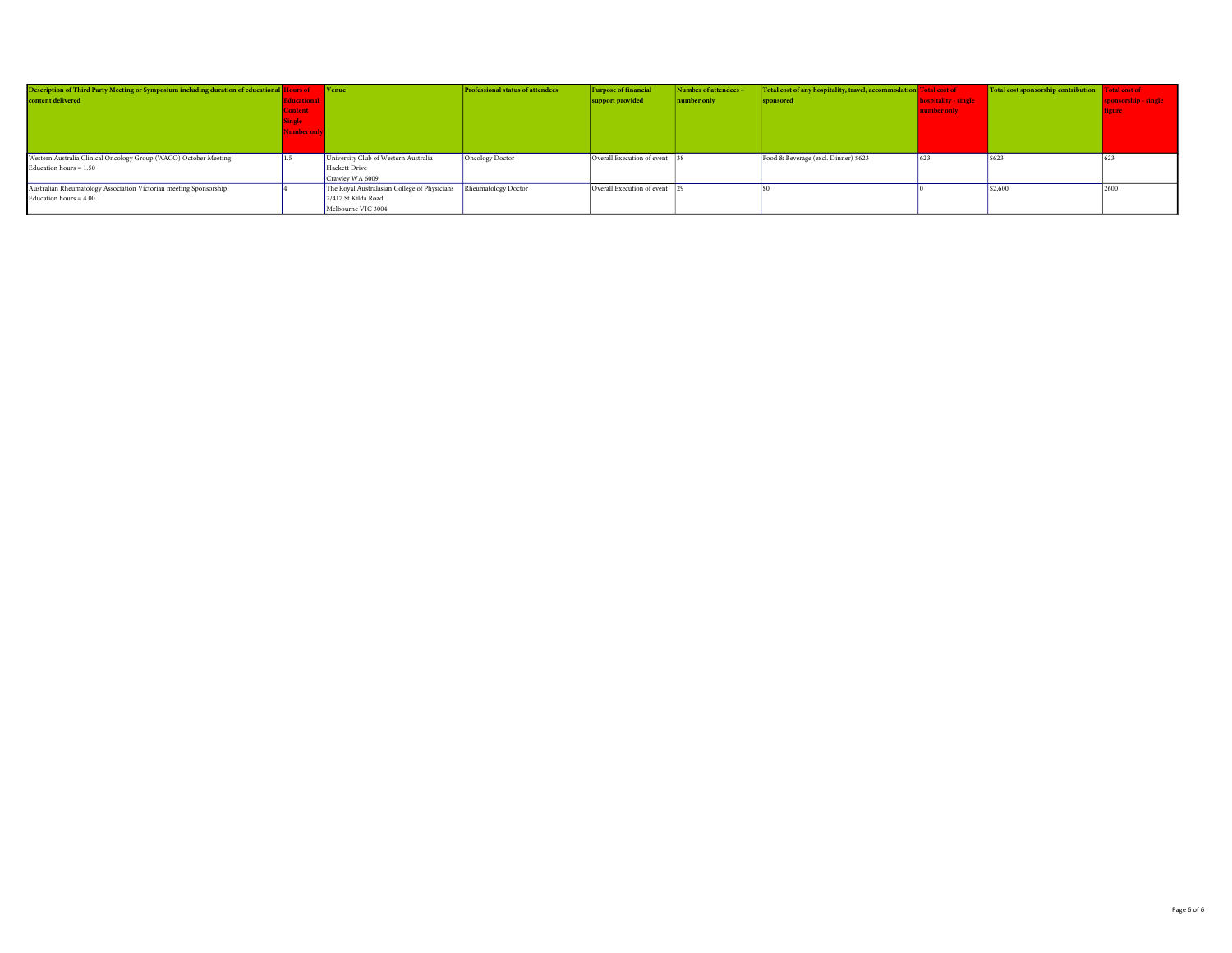| Description of Third Party Meeting or Symposium including duration of educational content delivered | Hours of Educational Content Single Number only | Venue | Professional status of attendees | Purpose of financial support provided | Number of attendees – number only | Total cost of any hospitality, travel, accommodation sponsored | Total cost of hospitality - single number only | Total cost sponsorship contribution | Total cost of sponsorship - single figure |
|---|---|---|---|---|---|---|---|---|---|
| Western Australia Clinical Oncology Group (WACO) October Meeting<br>Education hours = 1.50 | 1.5 | University Club of Western Australia<br>Hackett Drive<br>Crawley WA 6009 | Oncology Doctor | Overall Execution of event | 38 | Food & Beverage (excl. Dinner) $623 | 623 | $623 | 623 |
| Australian Rheumatology Association Victorian meeting Sponsorship<br>Education hours = 4.00 | 4 | The Royal Australasian College of Physicians<br>2/417 St Kilda Road<br>Melbourne VIC 3004 | Rheumatology Doctor | Overall Execution of event | 29 | $0 | 0 | $2,600 | 2600 |